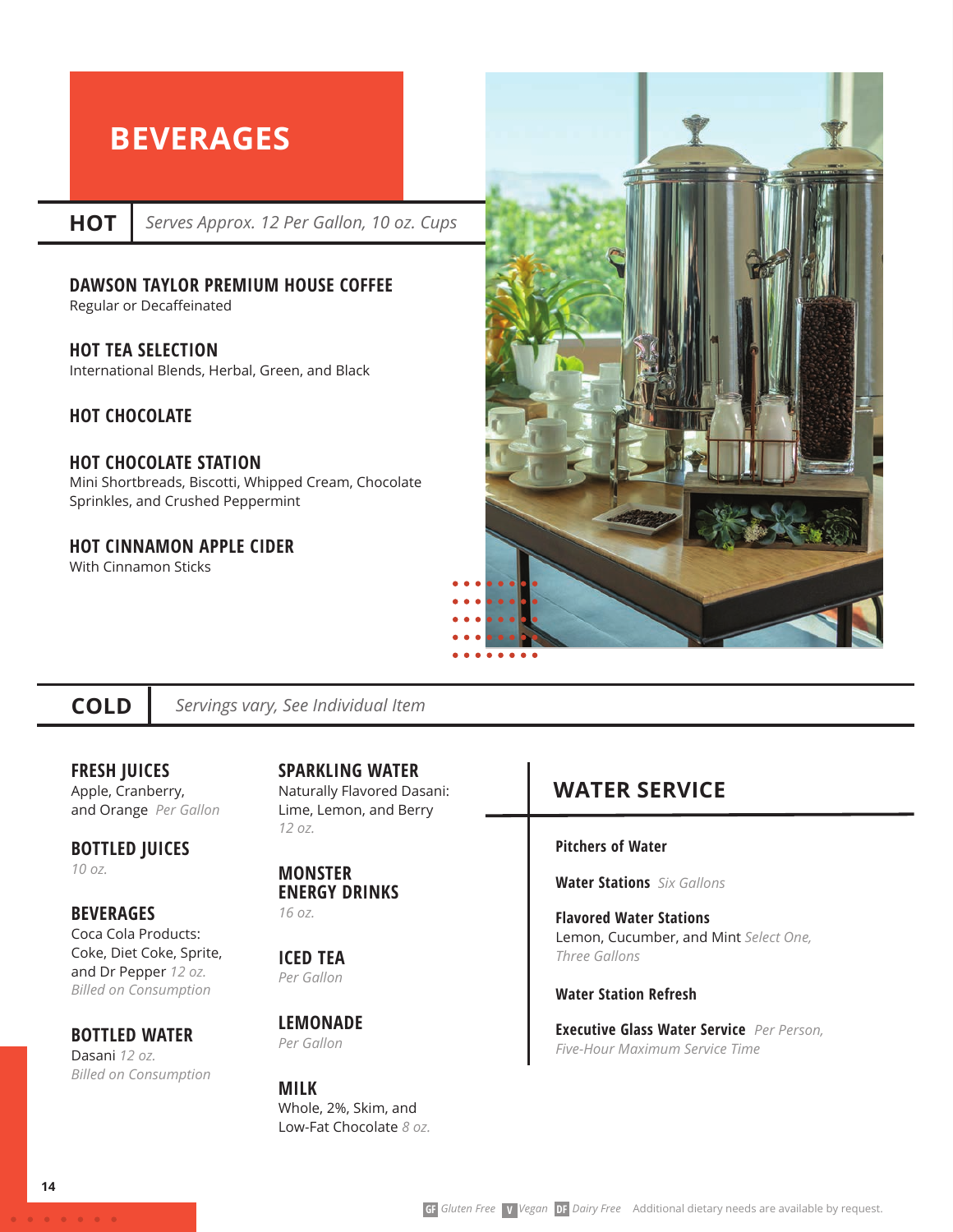# BEVERAGES

## HOT

*Serves Approx. 12 Per Gallon, 10 oz. Cups*

### DAWSON TAYLOR PREMIUM HOUSE COFFEE
Regular or Decaffeinated

### HOT TEA SELECTION
International Blends, Herbal, Green, and Black

### HOT CHOCOLATE

### HOT CHOCOLATE STATION
Mini Shortbreads, Biscotti, Whipped Cream, Chocolate Sprinkles, and Crushed Peppermint

### HOT CINNAMON APPLE CIDER
With Cinnamon Sticks

## COLD

*Servings vary, See Individual Item*

### FRESH JUICES
Apple, Cranberry, and Orange *Per Gallon*

### BOTTLED JUICES
*10 oz.*

### BEVERAGES
Coca Cola Products: Coke, Diet Coke, Sprite, and Dr Pepper *12 oz.*
*Billed on Consumption*

### BOTTLED WATER
Dasani *12 oz.*
*Billed on Consumption*

### SPARKLING WATER
Naturally Flavored Dasani: Lime, Lemon, and Berry
*12 oz.*

### MONSTER ENERGY DRINKS
*16 oz.*

### ICED TEA
*Per Gallon*

### LEMONADE
*Per Gallon*

### MILK
Whole, 2%, Skim, and Low-Fat Chocolate *8 oz.*

## WATER SERVICE

**Pitchers of Water**

**Water Stations** *Six Gallons*

**Flavored Water Stations**
Lemon, Cucumber, and Mint *Select One, Three Gallons*

**Water Station Refresh**

**Executive Glass Water Service** *Per Person, Five-Hour Maximum Service Time*

GF *Gluten Free* V *Vegan* DF *Dairy Free* Additional dietary needs are available by request.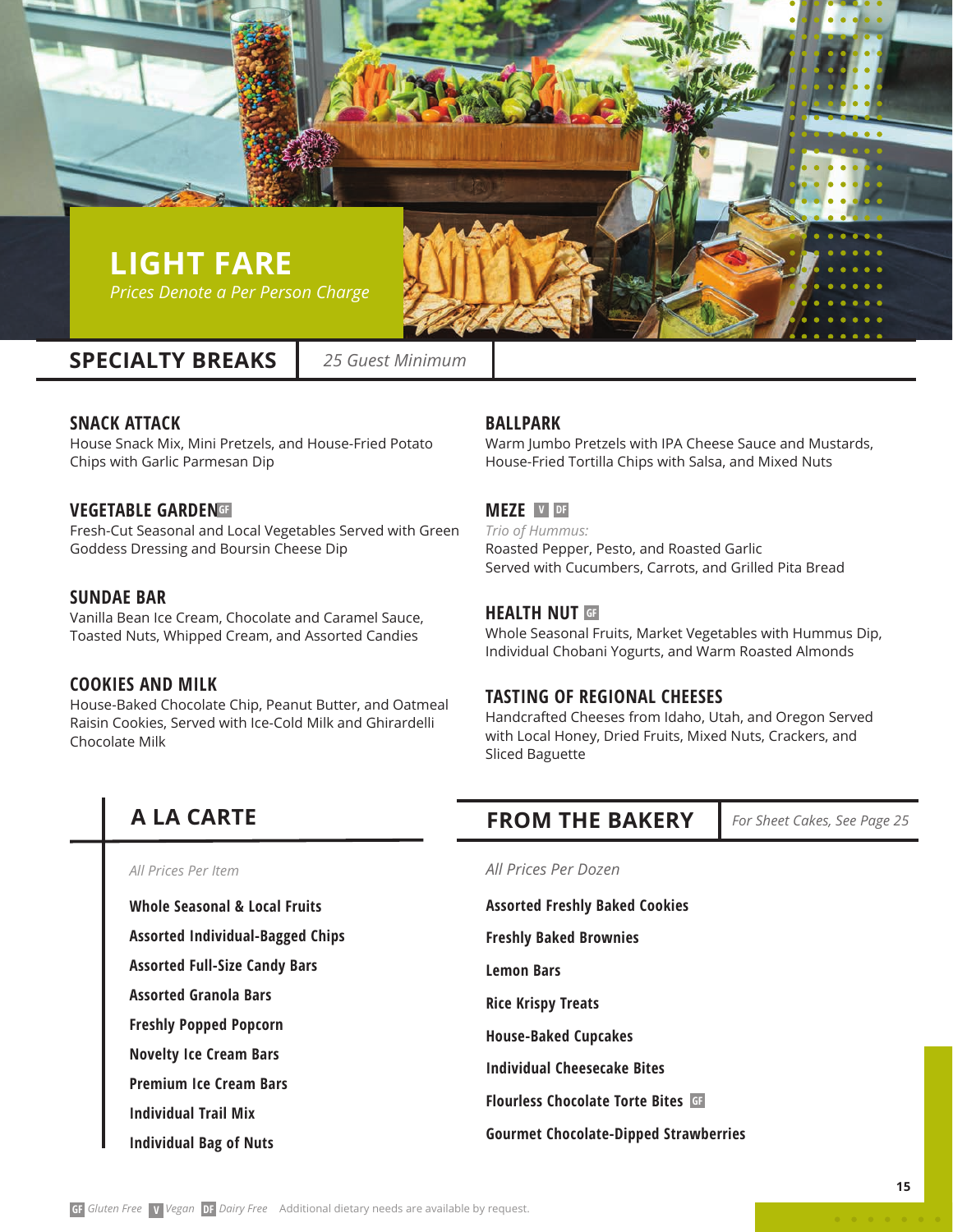# LIGHT FARE

*Prices Denote a Per Person Charge*

## SPECIALTY BREAKS

*25 Guest Minimum*

### SNACK ATTACK

House Snack Mix, Mini Pretzels, and House-Fried Potato Chips with Garlic Parmesan Dip

### VEGETABLE GARDEN GF

Fresh-Cut Seasonal and Local Vegetables Served with Green Goddess Dressing and Boursin Cheese Dip

### SUNDAE BAR

Vanilla Bean Ice Cream, Chocolate and Caramel Sauce, Toasted Nuts, Whipped Cream, and Assorted Candies

### COOKIES AND MILK

House-Baked Chocolate Chip, Peanut Butter, and Oatmeal Raisin Cookies, Served with Ice-Cold Milk and Ghirardelli Chocolate Milk

### BALLPARK

Warm Jumbo Pretzels with IPA Cheese Sauce and Mustards, House-Fried Tortilla Chips with Salsa, and Mixed Nuts

### MEZE V DF

*Trio of Hummus:*
Roasted Pepper, Pesto, and Roasted Garlic
Served with Cucumbers, Carrots, and Grilled Pita Bread

### HEALTH NUT GF

Whole Seasonal Fruits, Market Vegetables with Hummus Dip, Individual Chobani Yogurts, and Warm Roasted Almonds

### TASTING OF REGIONAL CHEESES

Handcrafted Cheeses from Idaho, Utah, and Oregon Served with Local Honey, Dried Fruits, Mixed Nuts, Crackers, and Sliced Baguette

## A LA CARTE

*All Prices Per Item*

**Whole Seasonal & Local Fruits**

**Assorted Individual-Bagged Chips**

**Assorted Full-Size Candy Bars**

**Assorted Granola Bars**

**Freshly Popped Popcorn**

**Novelty Ice Cream Bars**

**Premium Ice Cream Bars**

**Individual Trail Mix**

**Individual Bag of Nuts**

## FROM THE BAKERY

*For Sheet Cakes, See Page 25*

*All Prices Per Dozen*

**Assorted Freshly Baked Cookies**

**Freshly Baked Brownies**

**Lemon Bars**

**Rice Krispy Treats**

**House-Baked Cupcakes**

**Individual Cheesecake Bites**

**Flourless Chocolate Torte Bites** GF

**Gourmet Chocolate-Dipped Strawberries**

GF *Gluten Free* V *Vegan* DF *Dairy Free* Additional dietary needs are available by request.